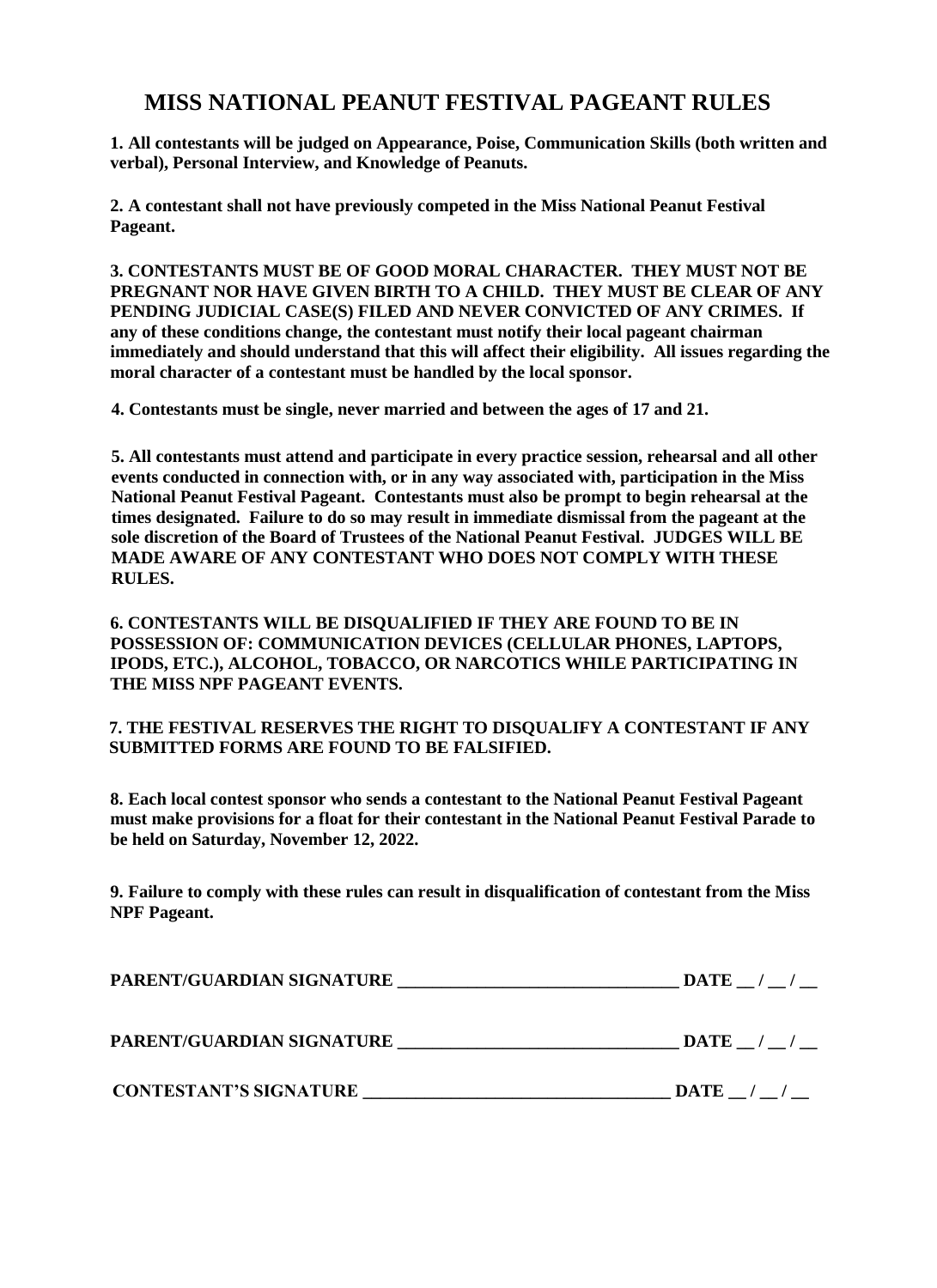# MISS NATIONAL PEANUT FESTIVAL PAGEANT RULES

**1. All contestants will be judged on Appearance, Poise, Communication Skills (both written and verbal), Personal Interview, and Knowledge of Peanuts.**

**2. A contestant shall not have previously competed in the Miss National Peanut Festival Pageant.**

**3. CONTESTANTS MUST BE OF GOOD MORAL CHARACTER. THEY MUST NOT BE PREGNANT NOR HAVE GIVEN BIRTH TO A CHILD. THEY MUST BE CLEAR OF ANY PENDING JUDICIAL CASE(S) FILED AND NEVER CONVICTED OF ANY CRIMES. If any of these conditions change, the contestant must notify their local pageant chairman immediately and should understand that this will affect their eligibility. All issues regarding the moral character of a contestant must be handled by the local sponsor.**

**4. Contestants must be single, never married and between the ages of 17 and 21.**

**5. All contestants must attend and participate in every practice session, rehearsal and all other events conducted in connection with, or in any way associated with, participation in the Miss National Peanut Festival Pageant. Contestants must also be prompt to begin rehearsal at the times designated. Failure to do so may result in immediate dismissal from the pageant at the sole discretion of the Board of Trustees of the National Peanut Festival. JUDGES WILL BE MADE AWARE OF ANY CONTESTANT WHO DOES NOT COMPLY WITH THESE RULES.**

**6. CONTESTANTS WILL BE DISQUALIFIED IF THEY ARE FOUND TO BE IN POSSESSION OF: COMMUNICATION DEVICES (CELLULAR PHONES, LAPTOPS, IPODS, ETC.), ALCOHOL, TOBACCO, OR NARCOTICS WHILE PARTICIPATING IN THE MISS NPF PAGEANT EVENTS.**

**7. THE FESTIVAL RESERVES THE RIGHT TO DISQUALIFY A CONTESTANT IF ANY SUBMITTED FORMS ARE FOUND TO BE FALSIFIED.**

**8. Each local contest sponsor who sends a contestant to the National Peanut Festival Pageant must make provisions for a float for their contestant in the National Peanut Festival Parade to be held on Saturday, November 12, 2022.**

**9. Failure to comply with these rules can result in disqualification of contestant from the Miss NPF Pageant.**

**PARENT/GUARDIAN SIGNATURE ________________________________ DATE __ / __ / __**

**PARENT/GUARDIAN SIGNATURE ________________________________ DATE __ / __ / __**

**CONTESTANT'S SIGNATURE ___________________________________ DATE __ / __ / __**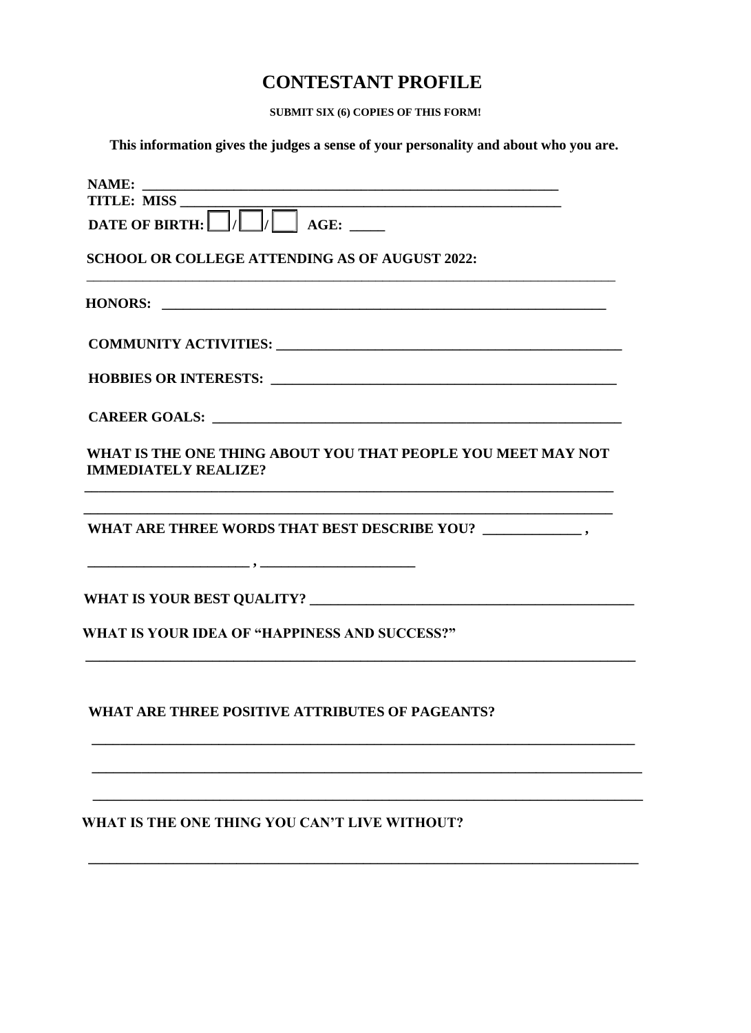# CONTESTANT PROFILE

**SUBMIT SIX (6) COPIES OF THIS FORM!**

**This information gives the judges a sense of your personality and about who you are.**

**NAME:** ____________________________________________________________

**TITLE: MISS** ______________________________________________________

**DATE OF BIRTH:** ☐/☐/☐ **AGE:** _____

**SCHOOL OR COLLEGE ATTENDING AS OF AUGUST 2022:**

________________________________________________________________________________

**HONORS:** __________________________________________________________________

**COMMUNITY ACTIVITIES:** ___________________________________________________

**HOBBIES OR INTERESTS:** ___________________________________________________

**CAREER GOALS:** __________________________________________________________

**WHAT IS THE ONE THING ABOUT YOU THAT PEOPLE YOU MEET MAY NOT IMMEDIATELY REALIZE?**

________________________________________________________________________________

________________________________________________________________________________

**WHAT ARE THREE WORDS THAT BEST DESCRIBE YOU?** ______________ ,

_______________________ , ______________________

**WHAT IS YOUR BEST QUALITY?** ______________________________________________

**WHAT IS YOUR IDEA OF "HAPPINESS AND SUCCESS?"**

________________________________________________________________________________

**WHAT ARE THREE POSITIVE ATTRIBUTES OF PAGEANTS?**

________________________________________________________________________________

________________________________________________________________________________

________________________________________________________________________________

**WHAT IS THE ONE THING YOU CAN'T LIVE WITHOUT?**

________________________________________________________________________________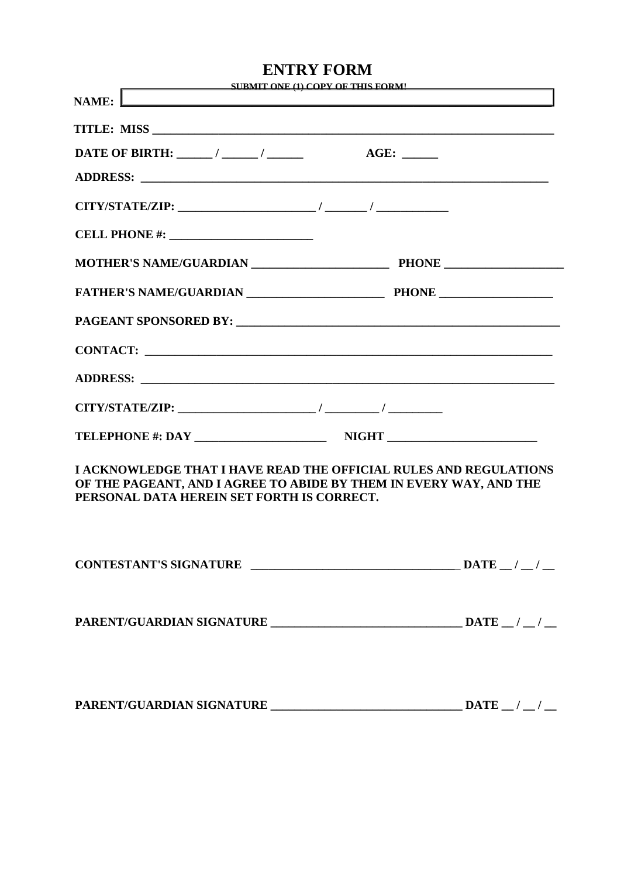# ENTRY FORM

**SUBMIT ONE (1) COPY OF THIS FORM!**

**NAME:** ____________________________________________

**TITLE: MISS** ____________________________________________

**DATE OF BIRTH:** ______ / ______ / ______ **AGE:** ______

**ADDRESS:** ____________________________________________

**CITY/STATE/ZIP:** ______________________ / _______ / ____________

**CELL PHONE #:** ________________________

**MOTHER'S NAME/GUARDIAN** ______________________ **PHONE** ___________________

**FATHER'S NAME/GUARDIAN** ______________________ **PHONE** __________________

**PAGEANT SPONSORED BY:** ____________________________________________

**CONTACT:** ____________________________________________

**ADDRESS:** ____________________________________________

**CITY/STATE/ZIP:** ______________________ / _________ / _________

**TELEPHONE #: DAY** ______________________ **NIGHT** _________________________

**I ACKNOWLEDGE THAT I HAVE READ THE OFFICIAL RULES AND REGULATIONS OF THE PAGEANT, AND I AGREE TO ABIDE BY THEM IN EVERY WAY, AND THE PERSONAL DATA HEREIN SET FORTH IS CORRECT.**

**CONTESTANT'S SIGNATURE** __________________________________ **DATE** __ / __ / __

**PARENT/GUARDIAN SIGNATURE** _______________________________ **DATE** __ / __ / __

**PARENT/GUARDIAN SIGNATURE** _______________________________ **DATE** __ / __ / __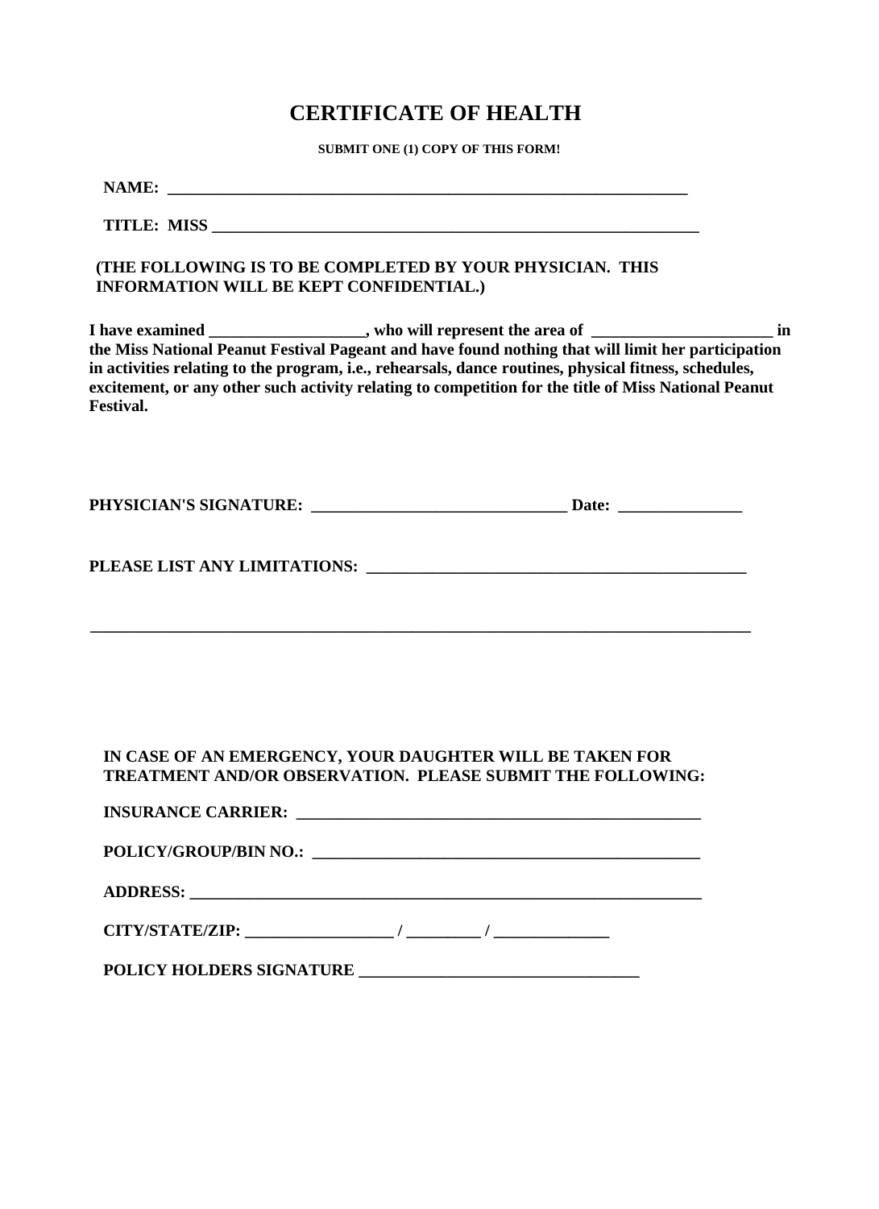# CERTIFICATE OF HEALTH

**SUBMIT ONE (1) COPY OF THIS FORM!**

**NAME: _________________________________________________________________**

**TITLE: MISS ______________________________________________________________**

**(THE FOLLOWING IS TO BE COMPLETED BY YOUR PHYSICIAN. THIS INFORMATION WILL BE KEPT CONFIDENTIAL.)**

**I have examined ___________________, who will represent the area of ______________________ in the Miss National Peanut Festival Pageant and have found nothing that will limit her participation in activities relating to the program, i.e., rehearsals, dance routines, physical fitness, schedules, excitement, or any other such activity relating to competition for the title of Miss National Peanut Festival.**

**PHYSICIAN'S SIGNATURE: ________________________________ Date: _______________**

**PLEASE LIST ANY LIMITATIONS: _______________________________________________**

**_____________________________________________________________________________**

**IN CASE OF AN EMERGENCY, YOUR DAUGHTER WILL BE TAKEN FOR TREATMENT AND/OR OBSERVATION. PLEASE SUBMIT THE FOLLOWING:**

**INSURANCE CARRIER: ___________________________________________________**

**POLICY/GROUP/BIN NO.: _________________________________________________**

**ADDRESS: _________________________________________________________________**

**CITY/STATE/ZIP: __________________ / _________ / ______________**

**POLICY HOLDERS SIGNATURE __________________________________**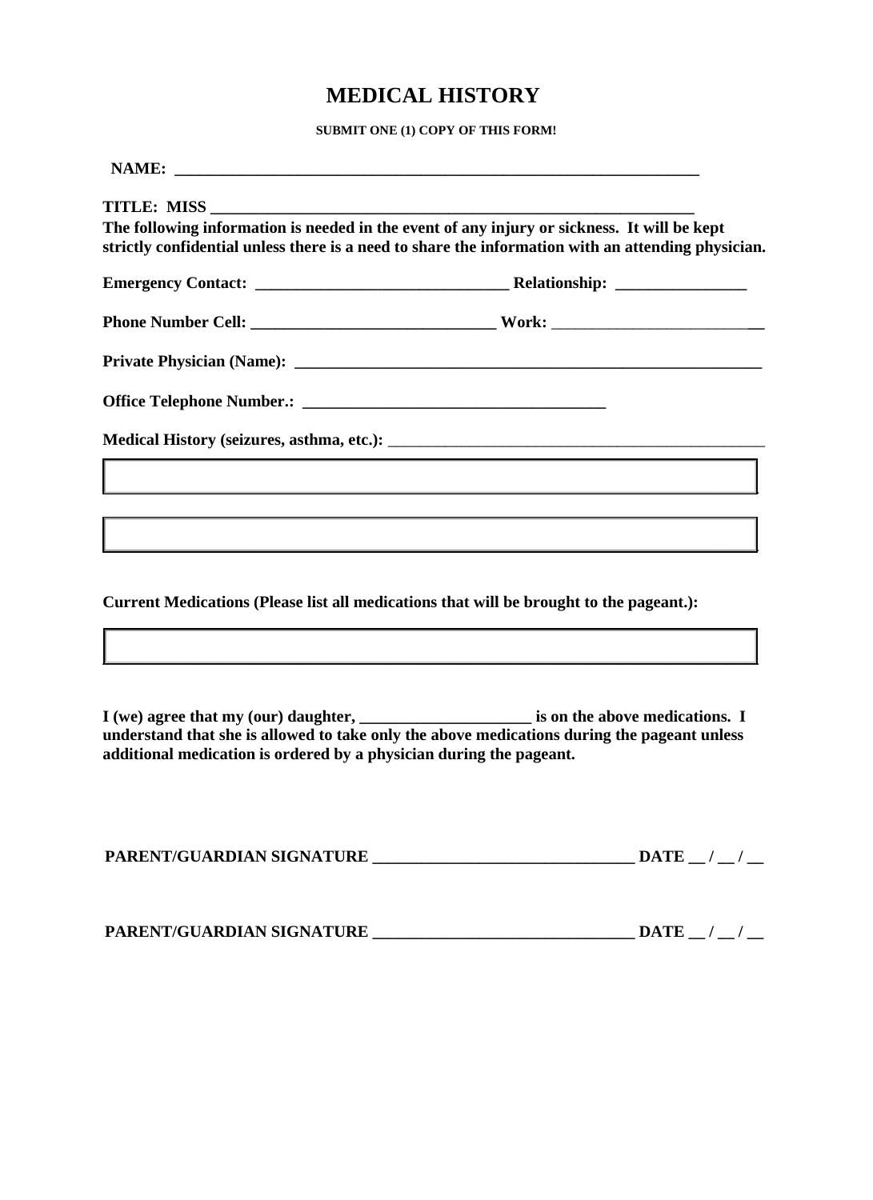# MEDICAL HISTORY

**SUBMIT ONE (1) COPY OF THIS FORM!**

**NAME: ____________________________________________________________________**

**TITLE: MISS _______________________________________________________________**

**The following information is needed in the event of any injury or sickness. It will be kept strictly confidential unless there is a need to share the information with an attending physician.**

**Emergency Contact: _______________________________ Relationship: ________________**

**Phone Number Cell: _______________________________ Work: ___________________________**

**Private Physician (Name): ____________________________________________________________**

**Office Telephone Number.: ______________________________________**

**Medical History (seizures, asthma, etc.):** ________________________________________________

| |
|---|
| |

| |
|---|
| |

**Current Medications (Please list all medications that will be brought to the pageant.):**

| |
|---|
| |

**I (we) agree that my (our) daughter, _____________________ is on the above medications. I understand that she is allowed to take only the above medications during the pageant unless additional medication is ordered by a physician during the pageant.**

**PARENT/GUARDIAN SIGNATURE ________________________________ DATE __ / __ / __**

**PARENT/GUARDIAN SIGNATURE ________________________________ DATE __ / __ / __**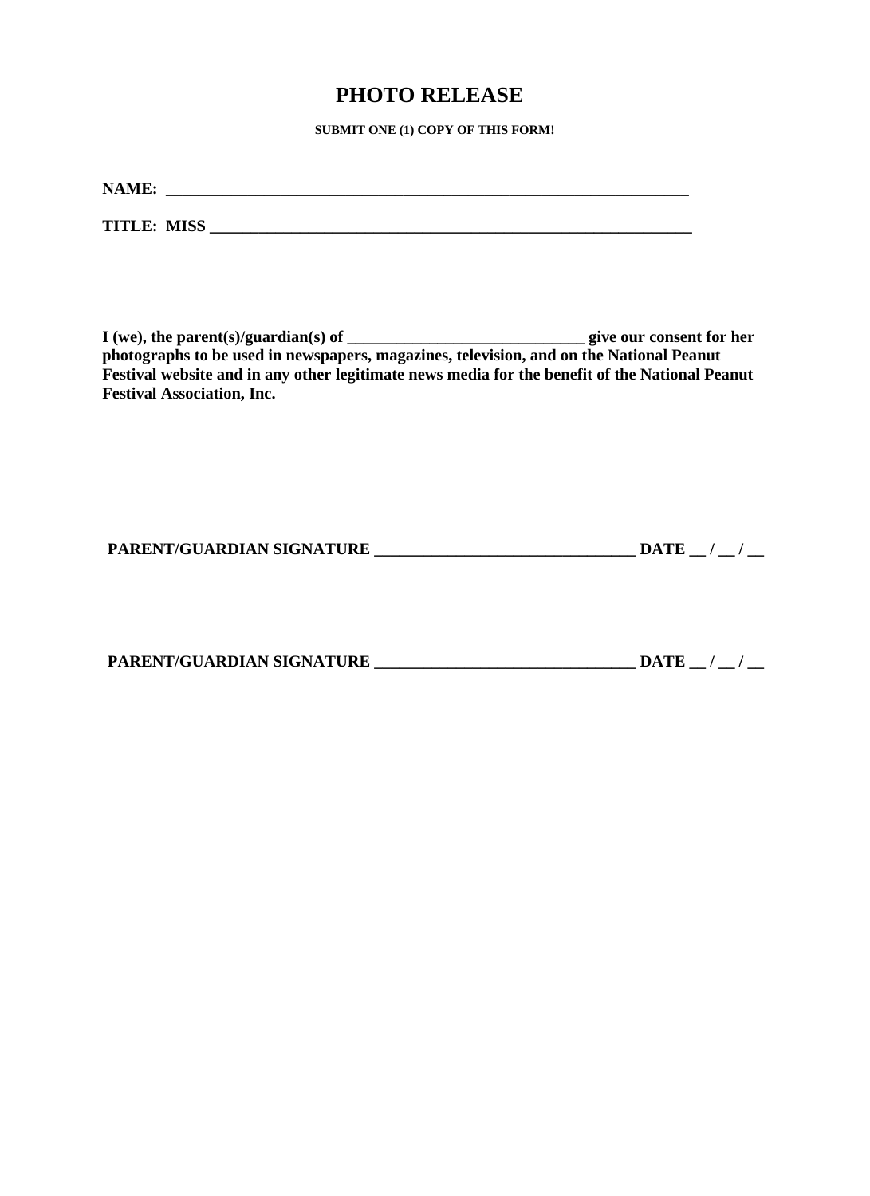# PHOTO RELEASE

**SUBMIT ONE (1) COPY OF THIS FORM!**

**NAME: ___________________________________________________________________**

**TITLE: MISS _______________________________________________________________**

**I (we), the parent(s)/guardian(s) of ______________________________ give our consent for her photographs to be used in newspapers, magazines, television, and on the National Peanut Festival website and in any other legitimate news media for the benefit of the National Peanut Festival Association, Inc.**

**PARENT/GUARDIAN SIGNATURE ________________________________ DATE __ / __ / __**

**PARENT/GUARDIAN SIGNATURE ________________________________ DATE __ / __ / __**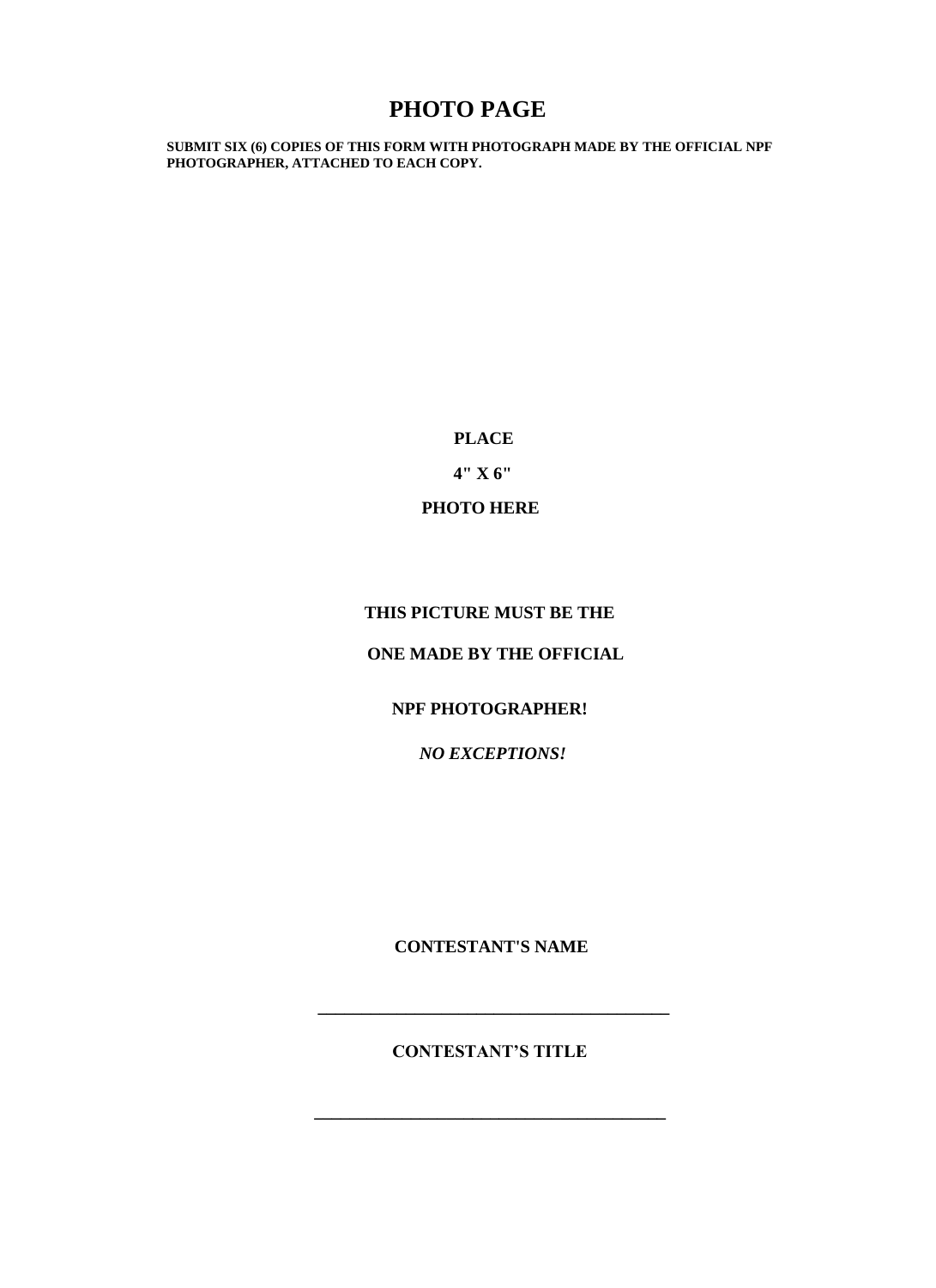# PHOTO PAGE

**SUBMIT SIX (6) COPIES OF THIS FORM WITH PHOTOGRAPH MADE BY THE OFFICIAL NPF PHOTOGRAPHER, ATTACHED TO EACH COPY.**

**PLACE**

**4" X 6"**

**PHOTO HERE**

**THIS PICTURE MUST BE THE**

**ONE MADE BY THE OFFICIAL**

**NPF PHOTOGRAPHER!**

***NO EXCEPTIONS!***

**CONTESTANT'S NAME**

\_\_\_\_\_\_\_\_\_\_\_\_\_\_\_\_\_\_\_\_\_\_\_\_\_\_\_\_\_\_\_\_\_\_\_\_\_\_\_\_\_\_

**CONTESTANT'S TITLE**

\_\_\_\_\_\_\_\_\_\_\_\_\_\_\_\_\_\_\_\_\_\_\_\_\_\_\_\_\_\_\_\_\_\_\_\_\_\_\_\_\_\_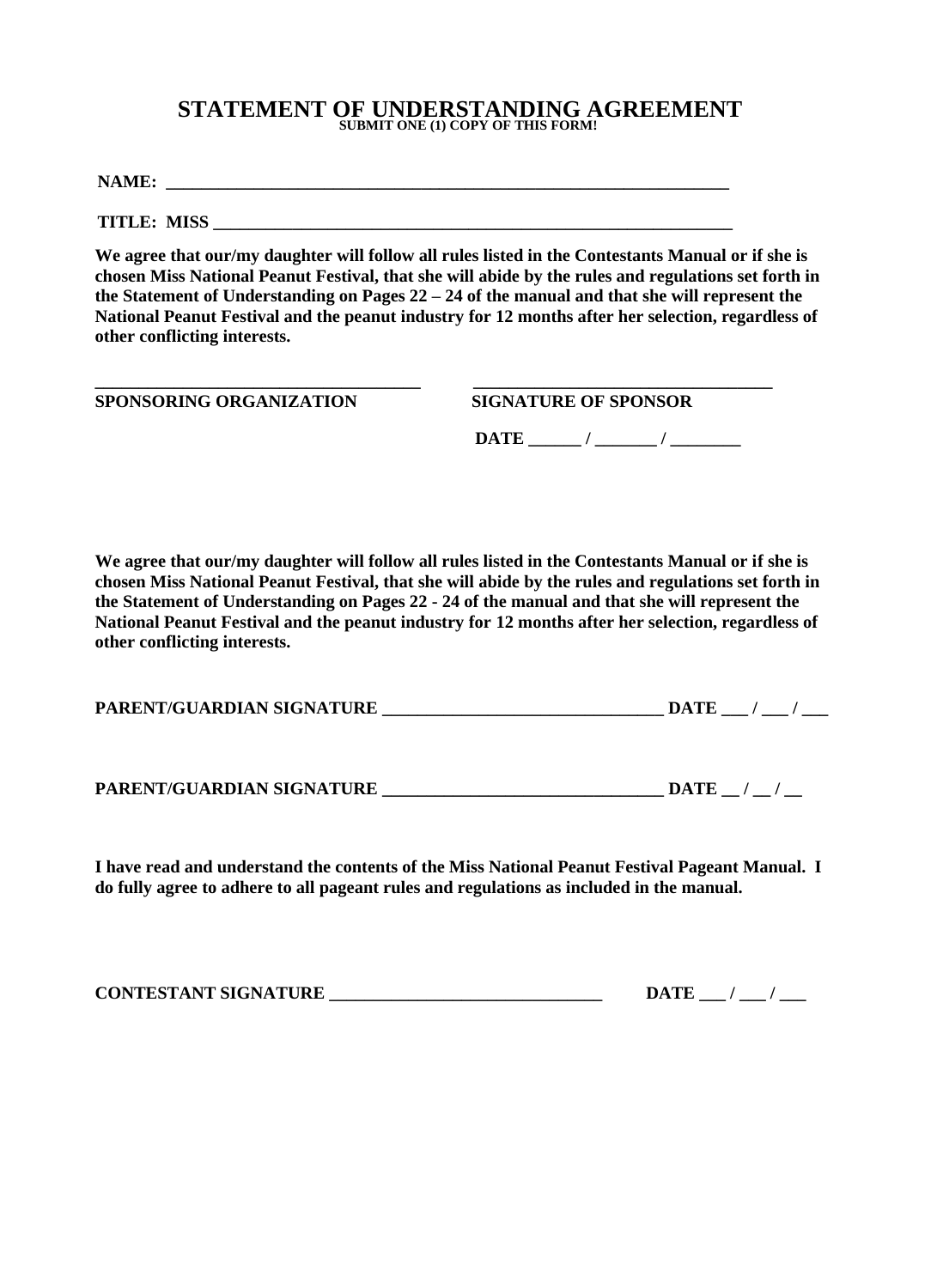# STATEMENT OF UNDERSTANDING AGREEMENT

**SUBMIT ONE (1) COPY OF THIS FORM!**

**NAME:** ________________________________________________________________

**TITLE: MISS** ____________________________________________________________

**We agree that our/my daughter will follow all rules listed in the Contestants Manual or if she is chosen Miss National Peanut Festival, that she will abide by the rules and regulations set forth in the Statement of Understanding on Pages 22 – 24 of the manual and that she will represent the National Peanut Festival and the peanut industry for 12 months after her selection, regardless of other conflicting interests.**

____________________________________ ________________________________

**SPONSORING ORGANIZATION** **SIGNATURE OF SPONSOR**

**DATE** ______ / _______ / ________

**We agree that our/my daughter will follow all rules listed in the Contestants Manual or if she is chosen Miss National Peanut Festival, that she will abide by the rules and regulations set forth in the Statement of Understanding on Pages 22 - 24 of the manual and that she will represent the National Peanut Festival and the peanut industry for 12 months after her selection, regardless of other conflicting interests.**

**PARENT/GUARDIAN SIGNATURE** ________________________________ **DATE** ___ / ___ / ___

**PARENT/GUARDIAN SIGNATURE** ________________________________ **DATE** __ / __ / __

**I have read and understand the contents of the Miss National Peanut Festival Pageant Manual. I do fully agree to adhere to all pageant rules and regulations as included in the manual.**

**CONTESTANT SIGNATURE** _______________________________ **DATE** ___ / ___ / ___